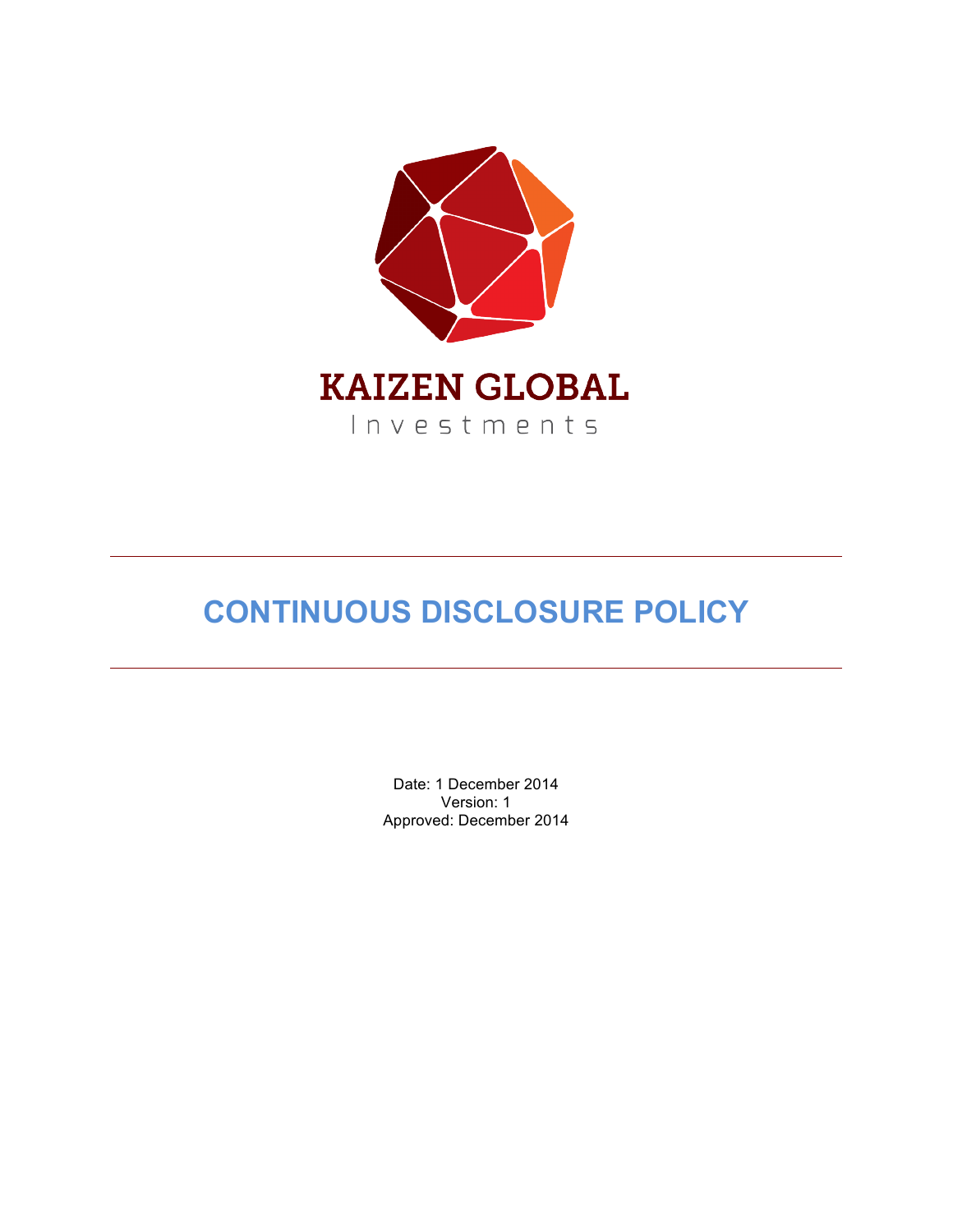KAIZEN GLOBAL

Investments

---

# CONTINUOUS DISCLOSURE POLICY

---

Date: 1 December 2014
Version: 1
Approved: December 2014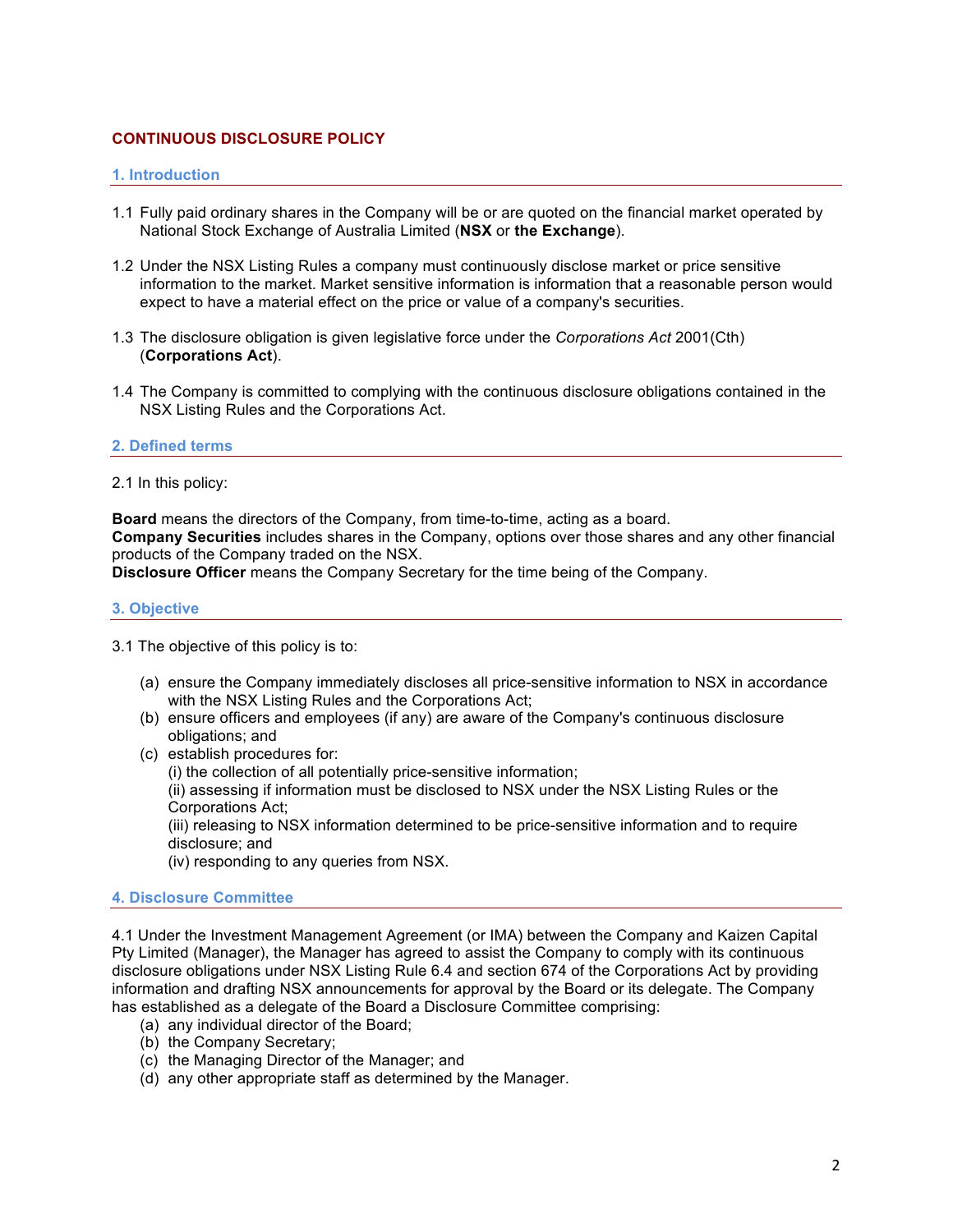# CONTINUOUS DISCLOSURE POLICY

## 1. Introduction

1.1 Fully paid ordinary shares in the Company will be or are quoted on the financial market operated by National Stock Exchange of Australia Limited (**NSX** or **the Exchange**).

1.2 Under the NSX Listing Rules a company must continuously disclose market or price sensitive information to the market. Market sensitive information is information that a reasonable person would expect to have a material effect on the price or value of a company's securities.

1.3 The disclosure obligation is given legislative force under the *Corporations Act* 2001(Cth) (**Corporations Act**).

1.4 The Company is committed to complying with the continuous disclosure obligations contained in the NSX Listing Rules and the Corporations Act.

## 2. Defined terms

2.1 In this policy:

**Board** means the directors of the Company, from time-to-time, acting as a board.
**Company Securities** includes shares in the Company, options over those shares and any other financial products of the Company traded on the NSX.
**Disclosure Officer** means the Company Secretary for the time being of the Company.

## 3. Objective

3.1 The objective of this policy is to:

(a) ensure the Company immediately discloses all price-sensitive information to NSX in accordance with the NSX Listing Rules and the Corporations Act;
(b) ensure officers and employees (if any) are aware of the Company's continuous disclosure obligations; and
(c) establish procedures for:
  (i) the collection of all potentially price-sensitive information;
  (ii) assessing if information must be disclosed to NSX under the NSX Listing Rules or the Corporations Act;
  (iii) releasing to NSX information determined to be price-sensitive information and to require disclosure; and
  (iv) responding to any queries from NSX.

## 4. Disclosure Committee

4.1 Under the Investment Management Agreement (or IMA) between the Company and Kaizen Capital Pty Limited (Manager), the Manager has agreed to assist the Company to comply with its continuous disclosure obligations under NSX Listing Rule 6.4 and section 674 of the Corporations Act by providing information and drafting NSX announcements for approval by the Board or its delegate. The Company has established as a delegate of the Board a Disclosure Committee comprising:

(a) any individual director of the Board;
(b) the Company Secretary;
(c) the Managing Director of the Manager; and
(d) any other appropriate staff as determined by the Manager.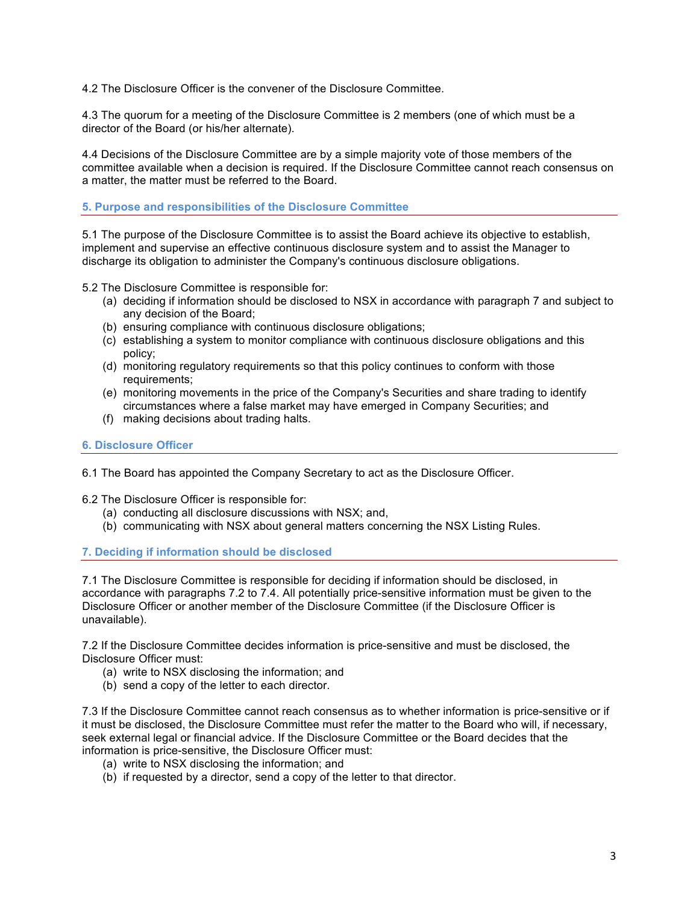4.2 The Disclosure Officer is the convener of the Disclosure Committee.

4.3 The quorum for a meeting of the Disclosure Committee is 2 members (one of which must be a director of the Board (or his/her alternate).

4.4 Decisions of the Disclosure Committee are by a simple majority vote of those members of the committee available when a decision is required. If the Disclosure Committee cannot reach consensus on a matter, the matter must be referred to the Board.

## 5. Purpose and responsibilities of the Disclosure Committee

5.1 The purpose of the Disclosure Committee is to assist the Board achieve its objective to establish, implement and supervise an effective continuous disclosure system and to assist the Manager to discharge its obligation to administer the Company's continuous disclosure obligations.

5.2 The Disclosure Committee is responsible for:

(a) deciding if information should be disclosed to NSX in accordance with paragraph 7 and subject to any decision of the Board;
(b) ensuring compliance with continuous disclosure obligations;
(c) establishing a system to monitor compliance with continuous disclosure obligations and this policy;
(d) monitoring regulatory requirements so that this policy continues to conform with those requirements;
(e) monitoring movements in the price of the Company's Securities and share trading to identify circumstances where a false market may have emerged in Company Securities; and
(f) making decisions about trading halts.

## 6. Disclosure Officer

6.1 The Board has appointed the Company Secretary to act as the Disclosure Officer.

6.2 The Disclosure Officer is responsible for:

(a) conducting all disclosure discussions with NSX; and,
(b) communicating with NSX about general matters concerning the NSX Listing Rules.

## 7. Deciding if information should be disclosed

7.1 The Disclosure Committee is responsible for deciding if information should be disclosed, in accordance with paragraphs 7.2 to 7.4. All potentially price-sensitive information must be given to the Disclosure Officer or another member of the Disclosure Committee (if the Disclosure Officer is unavailable).

7.2 If the Disclosure Committee decides information is price-sensitive and must be disclosed, the Disclosure Officer must:

(a) write to NSX disclosing the information; and
(b) send a copy of the letter to each director.

7.3 If the Disclosure Committee cannot reach consensus as to whether information is price-sensitive or if it must be disclosed, the Disclosure Committee must refer the matter to the Board who will, if necessary, seek external legal or financial advice. If the Disclosure Committee or the Board decides that the information is price-sensitive, the Disclosure Officer must:

(a) write to NSX disclosing the information; and
(b) if requested by a director, send a copy of the letter to that director.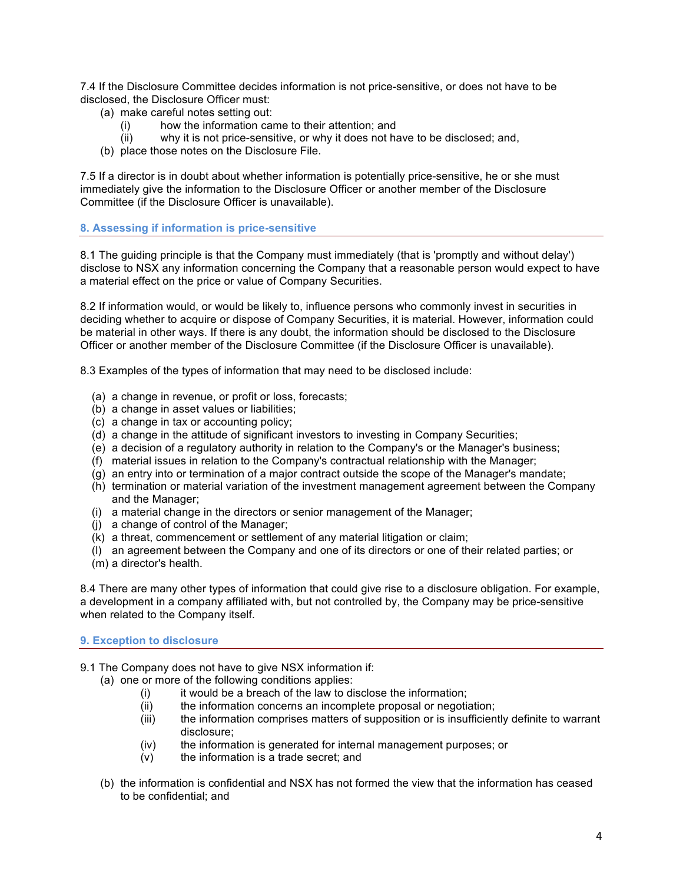7.4 If the Disclosure Committee decides information is not price-sensitive, or does not have to be disclosed, the Disclosure Officer must:

(a) make careful notes setting out:
   (i) how the information came to their attention; and
   (ii) why it is not price-sensitive, or why it does not have to be disclosed; and,
(b) place those notes on the Disclosure File.

7.5 If a director is in doubt about whether information is potentially price-sensitive, he or she must immediately give the information to the Disclosure Officer or another member of the Disclosure Committee (if the Disclosure Officer is unavailable).

## 8. Assessing if information is price-sensitive

8.1 The guiding principle is that the Company must immediately (that is 'promptly and without delay') disclose to NSX any information concerning the Company that a reasonable person would expect to have a material effect on the price or value of Company Securities.

8.2 If information would, or would be likely to, influence persons who commonly invest in securities in deciding whether to acquire or dispose of Company Securities, it is material. However, information could be material in other ways. If there is any doubt, the information should be disclosed to the Disclosure Officer or another member of the Disclosure Committee (if the Disclosure Officer is unavailable).

8.3 Examples of the types of information that may need to be disclosed include:

(a) a change in revenue, or profit or loss, forecasts;
(b) a change in asset values or liabilities;
(c) a change in tax or accounting policy;
(d) a change in the attitude of significant investors to investing in Company Securities;
(e) a decision of a regulatory authority in relation to the Company's or the Manager's business;
(f) material issues in relation to the Company's contractual relationship with the Manager;
(g) an entry into or termination of a major contract outside the scope of the Manager's mandate;
(h) termination or material variation of the investment management agreement between the Company and the Manager;
(i) a material change in the directors or senior management of the Manager;
(j) a change of control of the Manager;
(k) a threat, commencement or settlement of any material litigation or claim;
(l) an agreement between the Company and one of its directors or one of their related parties; or
(m) a director's health.

8.4 There are many other types of information that could give rise to a disclosure obligation. For example, a development in a company affiliated with, but not controlled by, the Company may be price-sensitive when related to the Company itself.

## 9. Exception to disclosure

9.1 The Company does not have to give NSX information if:

(a) one or more of the following conditions applies:
   (i) it would be a breach of the law to disclose the information;
   (ii) the information concerns an incomplete proposal or negotiation;
   (iii) the information comprises matters of supposition or is insufficiently definite to warrant disclosure;
   (iv) the information is generated for internal management purposes; or
   (v) the information is a trade secret; and
(b) the information is confidential and NSX has not formed the view that the information has ceased to be confidential; and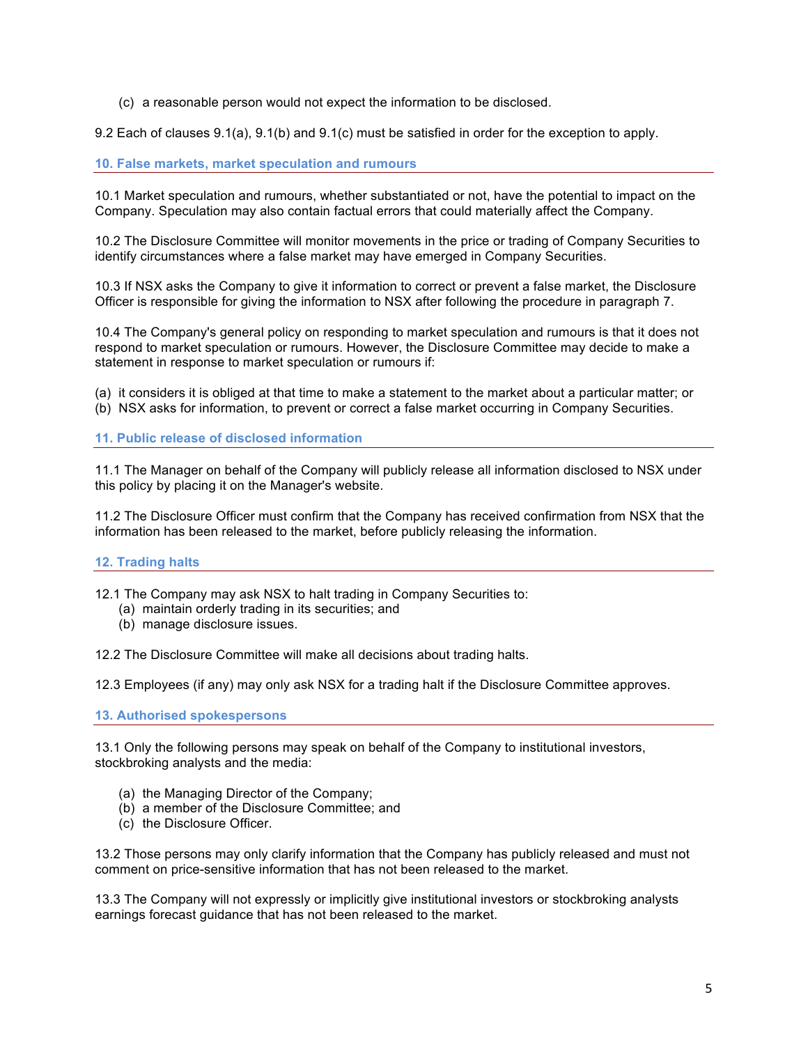(c) a reasonable person would not expect the information to be disclosed.

9.2 Each of clauses 9.1(a), 9.1(b) and 9.1(c) must be satisfied in order for the exception to apply.

## 10. False markets, market speculation and rumours

10.1 Market speculation and rumours, whether substantiated or not, have the potential to impact on the Company. Speculation may also contain factual errors that could materially affect the Company.

10.2 The Disclosure Committee will monitor movements in the price or trading of Company Securities to identify circumstances where a false market may have emerged in Company Securities.

10.3 If NSX asks the Company to give it information to correct or prevent a false market, the Disclosure Officer is responsible for giving the information to NSX after following the procedure in paragraph 7.

10.4 The Company's general policy on responding to market speculation and rumours is that it does not respond to market speculation or rumours. However, the Disclosure Committee may decide to make a statement in response to market speculation or rumours if:

(a) it considers it is obliged at that time to make a statement to the market about a particular matter; or
(b) NSX asks for information, to prevent or correct a false market occurring in Company Securities.

## 11. Public release of disclosed information

11.1 The Manager on behalf of the Company will publicly release all information disclosed to NSX under this policy by placing it on the Manager's website.

11.2 The Disclosure Officer must confirm that the Company has received confirmation from NSX that the information has been released to the market, before publicly releasing the information.

## 12. Trading halts

12.1 The Company may ask NSX to halt trading in Company Securities to:
- (a) maintain orderly trading in its securities; and
- (b) manage disclosure issues.

12.2 The Disclosure Committee will make all decisions about trading halts.

12.3 Employees (if any) may only ask NSX for a trading halt if the Disclosure Committee approves.

## 13. Authorised spokespersons

13.1 Only the following persons may speak on behalf of the Company to institutional investors, stockbroking analysts and the media:

- (a) the Managing Director of the Company;
- (b) a member of the Disclosure Committee; and
- (c) the Disclosure Officer.

13.2 Those persons may only clarify information that the Company has publicly released and must not comment on price-sensitive information that has not been released to the market.

13.3 The Company will not expressly or implicitly give institutional investors or stockbroking analysts earnings forecast guidance that has not been released to the market.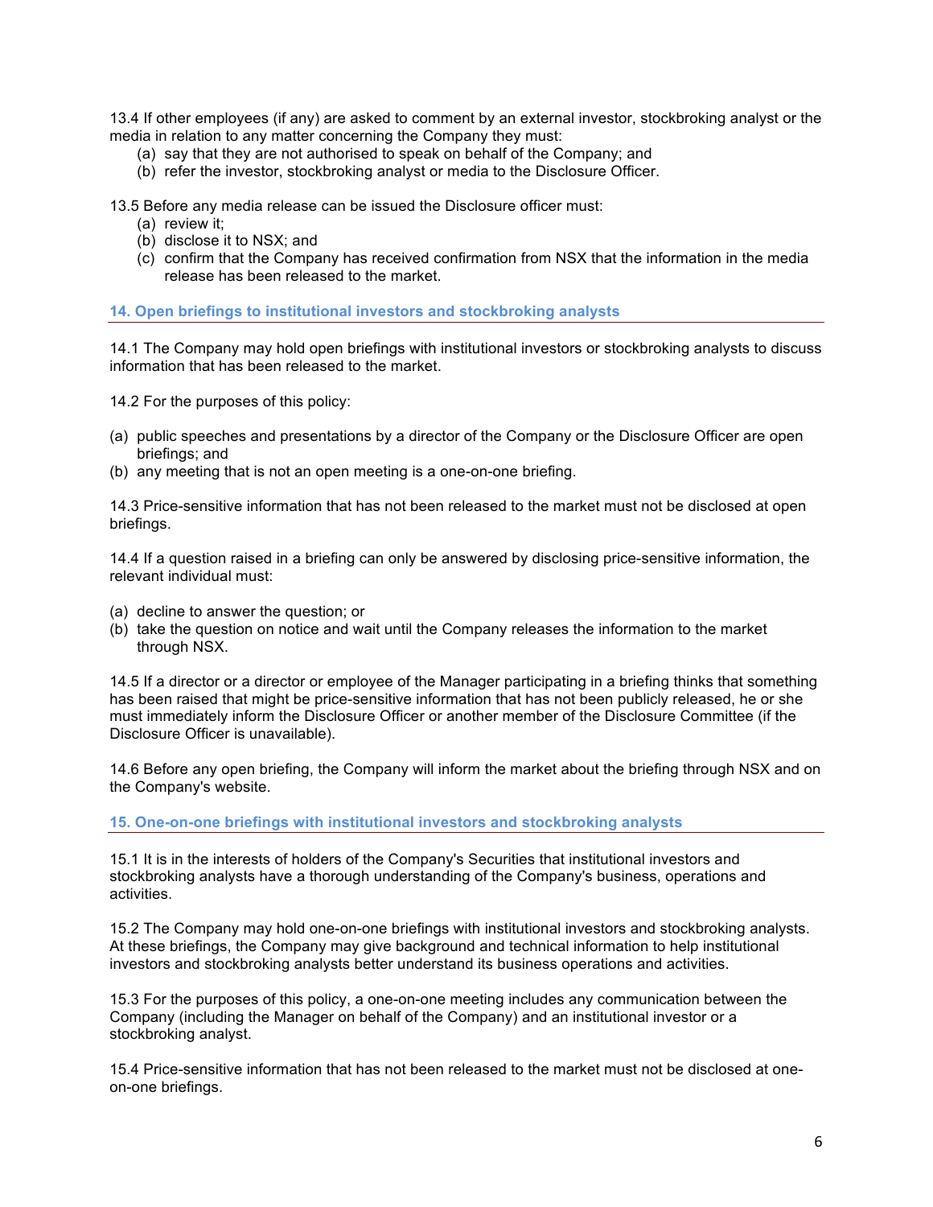13.4 If other employees (if any) are asked to comment by an external investor, stockbroking analyst or the media in relation to any matter concerning the Company they must:

(a) say that they are not authorised to speak on behalf of the Company; and
(b) refer the investor, stockbroking analyst or media to the Disclosure Officer.

13.5 Before any media release can be issued the Disclosure officer must:

(a) review it;
(b) disclose it to NSX; and
(c) confirm that the Company has received confirmation from NSX that the information in the media release has been released to the market.

## 14. Open briefings to institutional investors and stockbroking analysts

14.1 The Company may hold open briefings with institutional investors or stockbroking analysts to discuss information that has been released to the market.

14.2 For the purposes of this policy:

(a) public speeches and presentations by a director of the Company or the Disclosure Officer are open briefings; and
(b) any meeting that is not an open meeting is a one-on-one briefing.

14.3 Price-sensitive information that has not been released to the market must not be disclosed at open briefings.

14.4 If a question raised in a briefing can only be answered by disclosing price-sensitive information, the relevant individual must:

(a) decline to answer the question; or
(b) take the question on notice and wait until the Company releases the information to the market through NSX.

14.5 If a director or a director or employee of the Manager participating in a briefing thinks that something has been raised that might be price-sensitive information that has not been publicly released, he or she must immediately inform the Disclosure Officer or another member of the Disclosure Committee (if the Disclosure Officer is unavailable).

14.6 Before any open briefing, the Company will inform the market about the briefing through NSX and on the Company's website.

## 15. One-on-one briefings with institutional investors and stockbroking analysts

15.1 It is in the interests of holders of the Company's Securities that institutional investors and stockbroking analysts have a thorough understanding of the Company's business, operations and activities.

15.2 The Company may hold one-on-one briefings with institutional investors and stockbroking analysts. At these briefings, the Company may give background and technical information to help institutional investors and stockbroking analysts better understand its business operations and activities.

15.3 For the purposes of this policy, a one-on-one meeting includes any communication between the Company (including the Manager on behalf of the Company) and an institutional investor or a stockbroking analyst.

15.4 Price-sensitive information that has not been released to the market must not be disclosed at one-on-one briefings.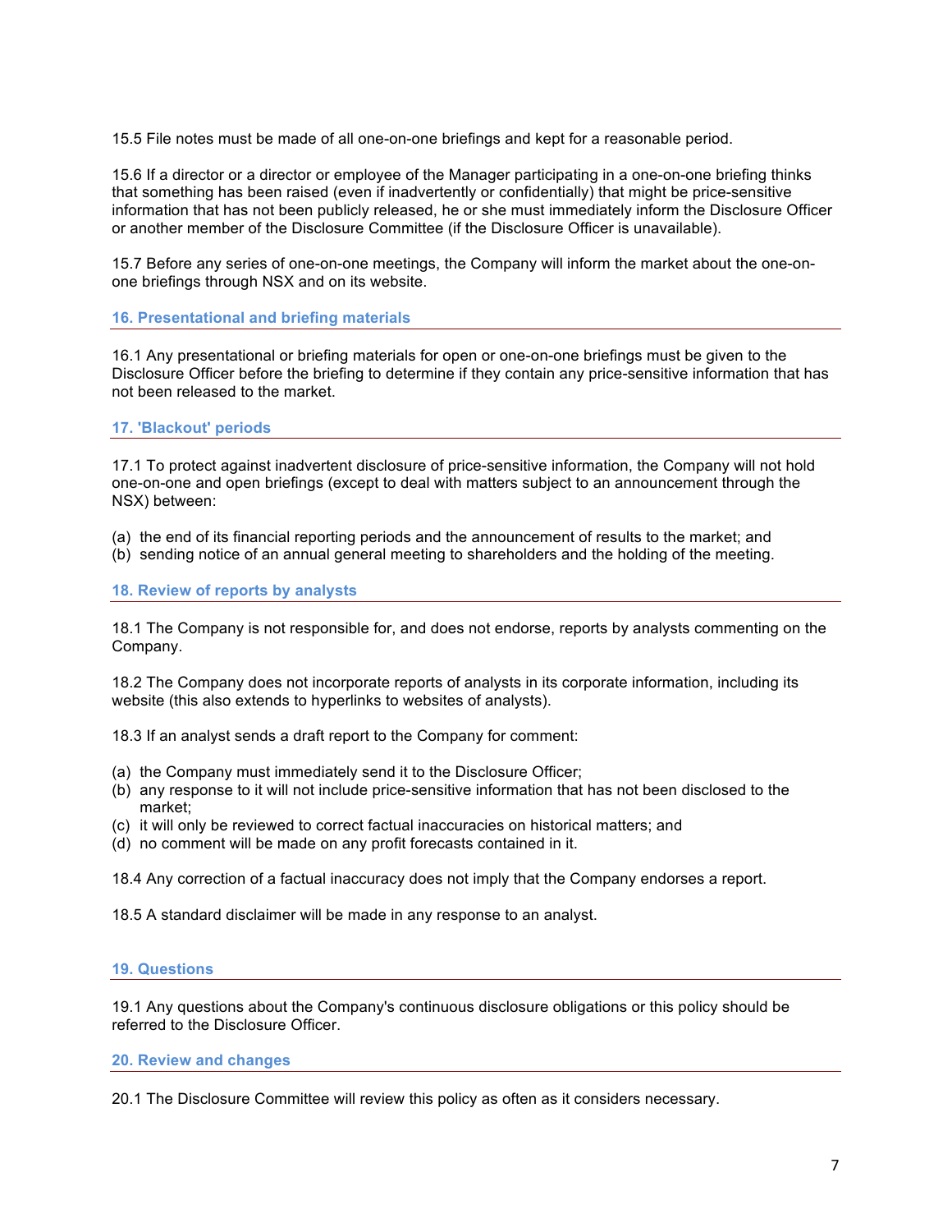15.5 File notes must be made of all one-on-one briefings and kept for a reasonable period.

15.6 If a director or a director or employee of the Manager participating in a one-on-one briefing thinks that something has been raised (even if inadvertently or confidentially) that might be price-sensitive information that has not been publicly released, he or she must immediately inform the Disclosure Officer or another member of the Disclosure Committee (if the Disclosure Officer is unavailable).

15.7 Before any series of one-on-one meetings, the Company will inform the market about the one-on-one briefings through NSX and on its website.

## 16. Presentational and briefing materials

16.1 Any presentational or briefing materials for open or one-on-one briefings must be given to the Disclosure Officer before the briefing to determine if they contain any price-sensitive information that has not been released to the market.

## 17. 'Blackout' periods

17.1 To protect against inadvertent disclosure of price-sensitive information, the Company will not hold one-on-one and open briefings (except to deal with matters subject to an announcement through the NSX) between:

(a) the end of its financial reporting periods and the announcement of results to the market; and
(b) sending notice of an annual general meeting to shareholders and the holding of the meeting.

## 18. Review of reports by analysts

18.1 The Company is not responsible for, and does not endorse, reports by analysts commenting on the Company.

18.2 The Company does not incorporate reports of analysts in its corporate information, including its website (this also extends to hyperlinks to websites of analysts).

18.3 If an analyst sends a draft report to the Company for comment:

(a) the Company must immediately send it to the Disclosure Officer;
(b) any response to it will not include price-sensitive information that has not been disclosed to the market;
(c) it will only be reviewed to correct factual inaccuracies on historical matters; and
(d) no comment will be made on any profit forecasts contained in it.

18.4 Any correction of a factual inaccuracy does not imply that the Company endorses a report.

18.5 A standard disclaimer will be made in any response to an analyst.

## 19. Questions

19.1 Any questions about the Company's continuous disclosure obligations or this policy should be referred to the Disclosure Officer.

## 20. Review and changes

20.1 The Disclosure Committee will review this policy as often as it considers necessary.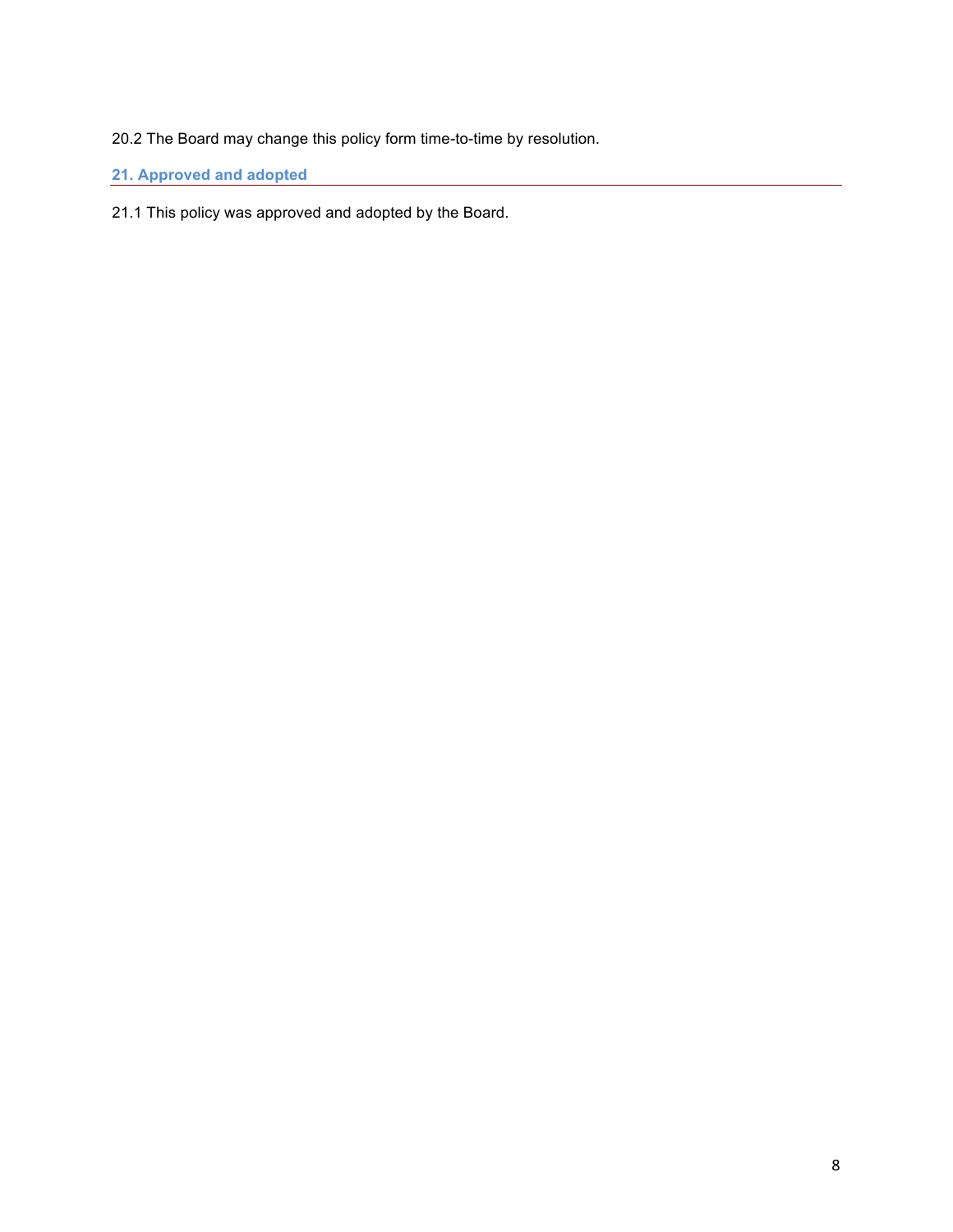20.2 The Board may change this policy form time-to-time by resolution.

## 21. Approved and adopted

21.1 This policy was approved and adopted by the Board.